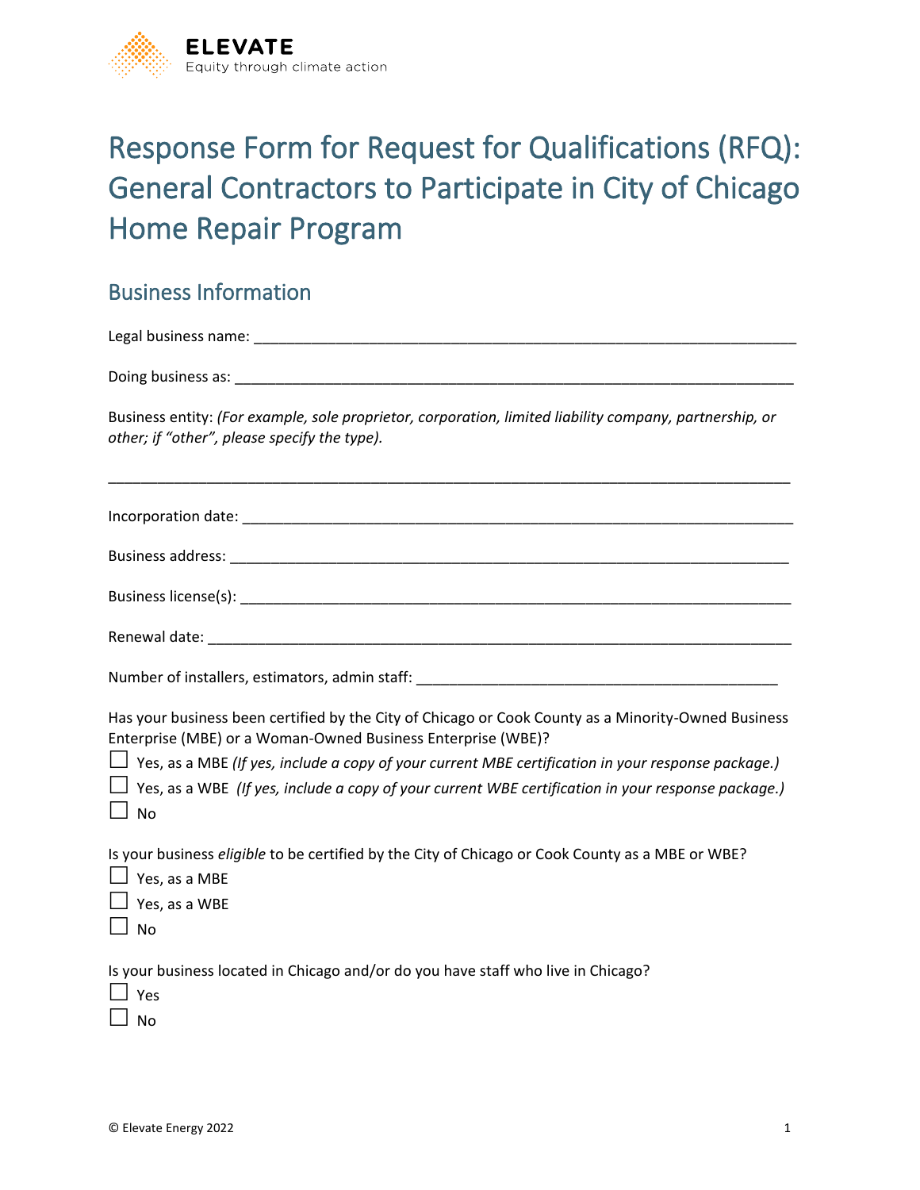ELEVATE
Equity through climate action

# Response Form for Request for Qualifications (RFQ): General Contractors to Participate in City of Chicago Home Repair Program

## Business Information

Legal business name: ___________________________________________________________________

Doing business as: _____________________________________________________________________

Business entity: *(For example, sole proprietor, corporation, limited liability company, partnership, or other; if "other", please specify the type).*

_______________________________________________________________________________________

Incorporation date: ____________________________________________________________________

Business address: ______________________________________________________________________

Business license(s): ____________________________________________________________________

Renewal date: _________________________________________________________________________

Number of installers, estimators, admin staff: _____________________________________________

Has your business been certified by the City of Chicago or Cook County as a Minority-Owned Business Enterprise (MBE) or a Woman-Owned Business Enterprise (WBE)?

☐ Yes, as a MBE *(If yes, include a copy of your current MBE certification in your response package.)*
☐ Yes, as a WBE *(If yes, include a copy of your current WBE certification in your response package.)*
☐ No

Is your business *eligible* to be certified by the City of Chicago or Cook County as a MBE or WBE?

☐ Yes, as a MBE
☐ Yes, as a WBE
☐ No

Is your business located in Chicago and/or do you have staff who live in Chicago?

☐ Yes
☐ No

© Elevate Energy 2022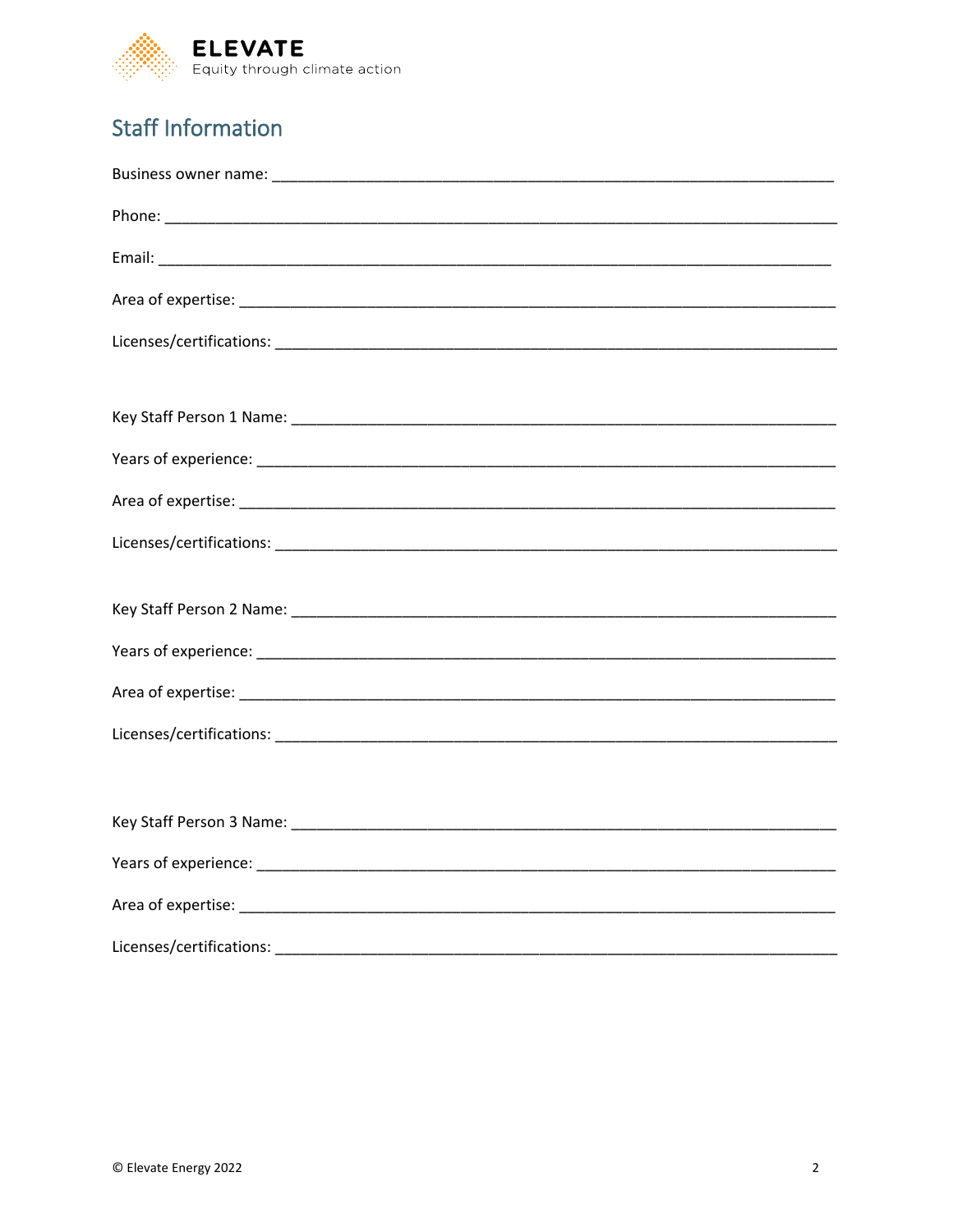## Staff Information

Business owner name: ______________________________________________________________

Phone: ______________________________________________________________

Email: ______________________________________________________________

Area of expertise: ______________________________________________________________

Licenses/certifications: ______________________________________________________________

Key Staff Person 1 Name: ______________________________________________________________

Years of experience: ______________________________________________________________

Area of expertise: ______________________________________________________________

Licenses/certifications: ______________________________________________________________

Key Staff Person 2 Name: ______________________________________________________________

Years of experience: ______________________________________________________________

Area of expertise: ______________________________________________________________

Licenses/certifications: ______________________________________________________________

Key Staff Person 3 Name: ______________________________________________________________

Years of experience: ______________________________________________________________

Area of expertise: ______________________________________________________________

Licenses/certifications: ______________________________________________________________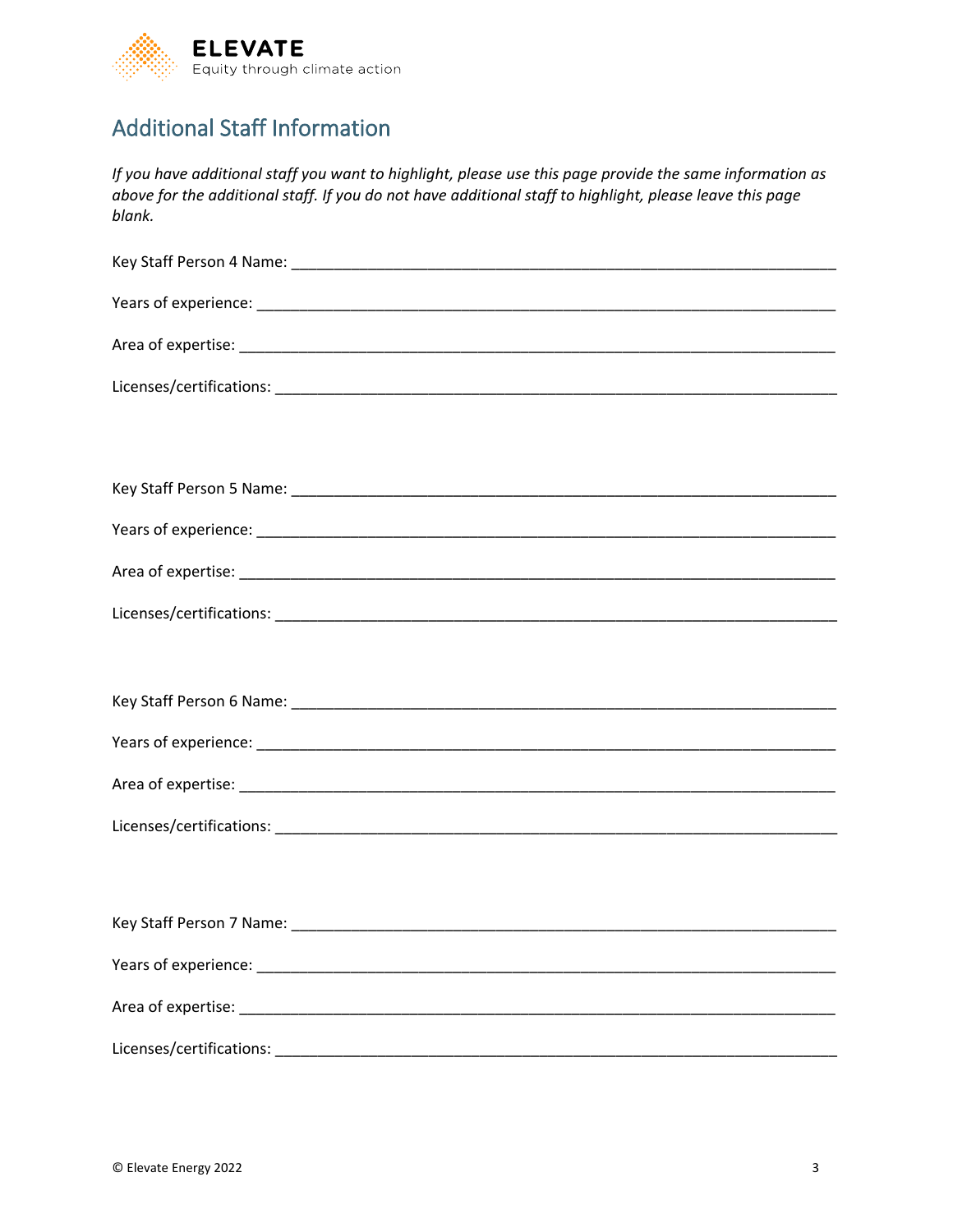## Additional Staff Information

*If you have additional staff you want to highlight, please use this page provide the same information as above for the additional staff. If you do not have additional staff to highlight, please leave this page blank.*

Key Staff Person 4 Name: ___________________________________________________________

Years of experience: ______________________________________________________________

Area of expertise: ________________________________________________________________

Licenses/certifications: ___________________________________________________________

Key Staff Person 5 Name: ___________________________________________________________

Years of experience: ______________________________________________________________

Area of expertise: ________________________________________________________________

Licenses/certifications: ___________________________________________________________

Key Staff Person 6 Name: ___________________________________________________________

Years of experience: ______________________________________________________________

Area of expertise: ________________________________________________________________

Licenses/certifications: ___________________________________________________________

Key Staff Person 7 Name: ___________________________________________________________

Years of experience: ______________________________________________________________

Area of expertise: ________________________________________________________________

Licenses/certifications: ___________________________________________________________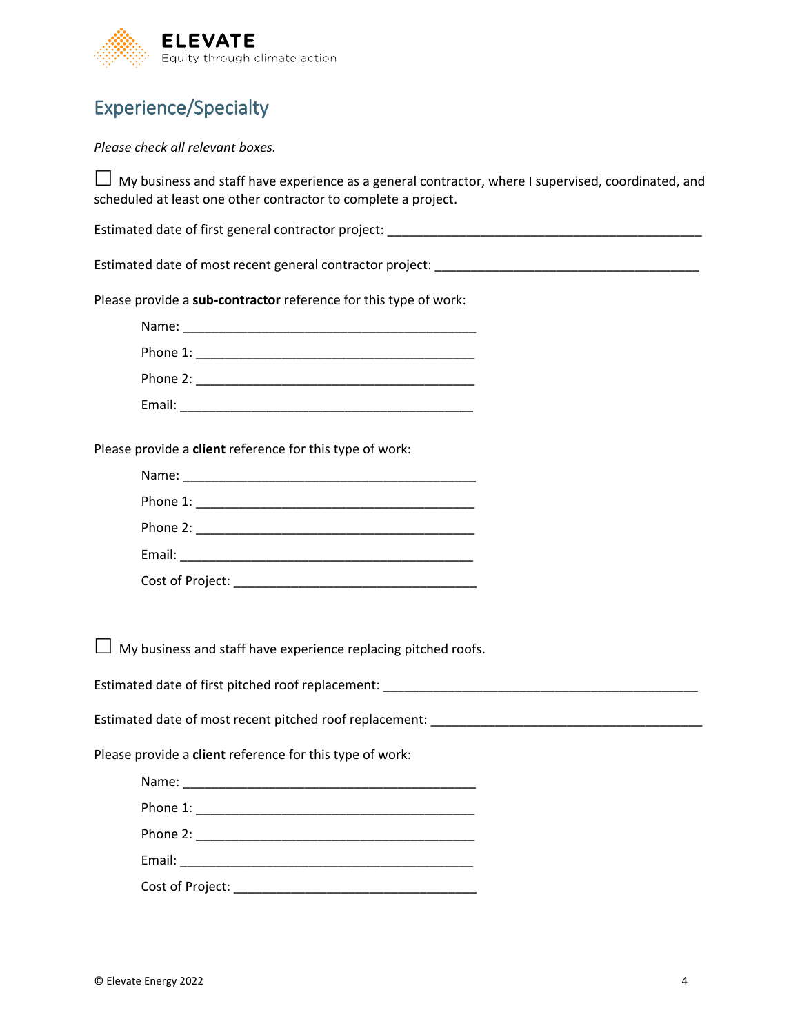## Experience/Specialty

*Please check all relevant boxes.*

☐ My business and staff have experience as a general contractor, where I supervised, coordinated, and scheduled at least one other contractor to complete a project.

Estimated date of first general contractor project: _______________________________________________

Estimated date of most recent general contractor project: _______________________________________

Please provide a **sub-contractor** reference for this type of work:

Name: ___________________________________________

Phone 1: _________________________________________

Phone 2: _________________________________________

Email: ___________________________________________

Please provide a **client** reference for this type of work:

Name: ___________________________________________

Phone 1: _________________________________________

Phone 2: _________________________________________

Email: ___________________________________________

Cost of Project: ___________________________________

☐ My business and staff have experience replacing pitched roofs.

Estimated date of first pitched roof replacement: _______________________________________________

Estimated date of most recent pitched roof replacement: _________________________________________

Please provide a **client** reference for this type of work:

Name: ___________________________________________

Phone 1: _________________________________________

Phone 2: _________________________________________

Email: ___________________________________________

Cost of Project: ___________________________________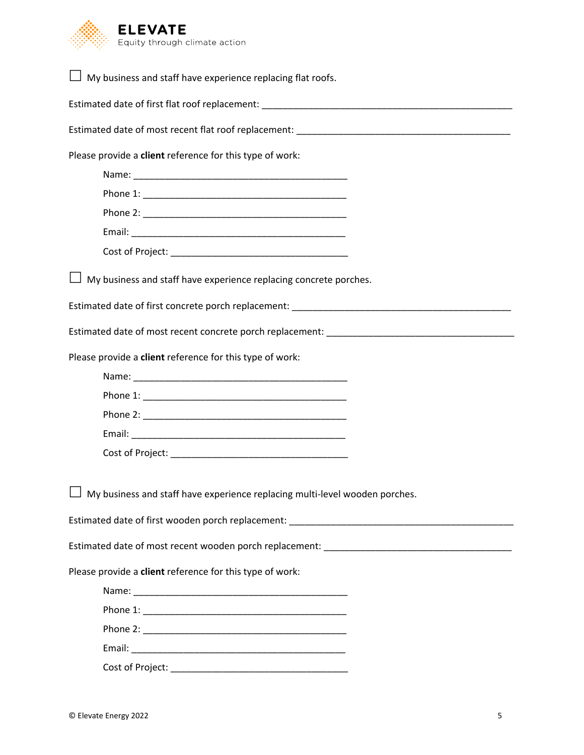☐ My business and staff have experience replacing flat roofs.

Estimated date of first flat roof replacement: ___________________________________________________

Estimated date of most recent flat roof replacement: ____________________________________________

Please provide a **client** reference for this type of work:

Name: ___________________________________________

Phone 1: ________________________________________

Phone 2: ________________________________________

Email: ___________________________________________

Cost of Project: ___________________________________

☐ My business and staff have experience replacing concrete porches.

Estimated date of first concrete porch replacement: _____________________________________________

Estimated date of most recent concrete porch replacement: ______________________________________

Please provide a **client** reference for this type of work:

Name: ___________________________________________

Phone 1: ________________________________________

Phone 2: ________________________________________

Email: ___________________________________________

Cost of Project: ___________________________________

☐ My business and staff have experience replacing multi-level wooden porches.

Estimated date of first wooden porch replacement: ______________________________________________

Estimated date of most recent wooden porch replacement: _______________________________________

Please provide a **client** reference for this type of work:

Name: ___________________________________________

Phone 1: ________________________________________

Phone 2: ________________________________________

Email: ___________________________________________

Cost of Project: ___________________________________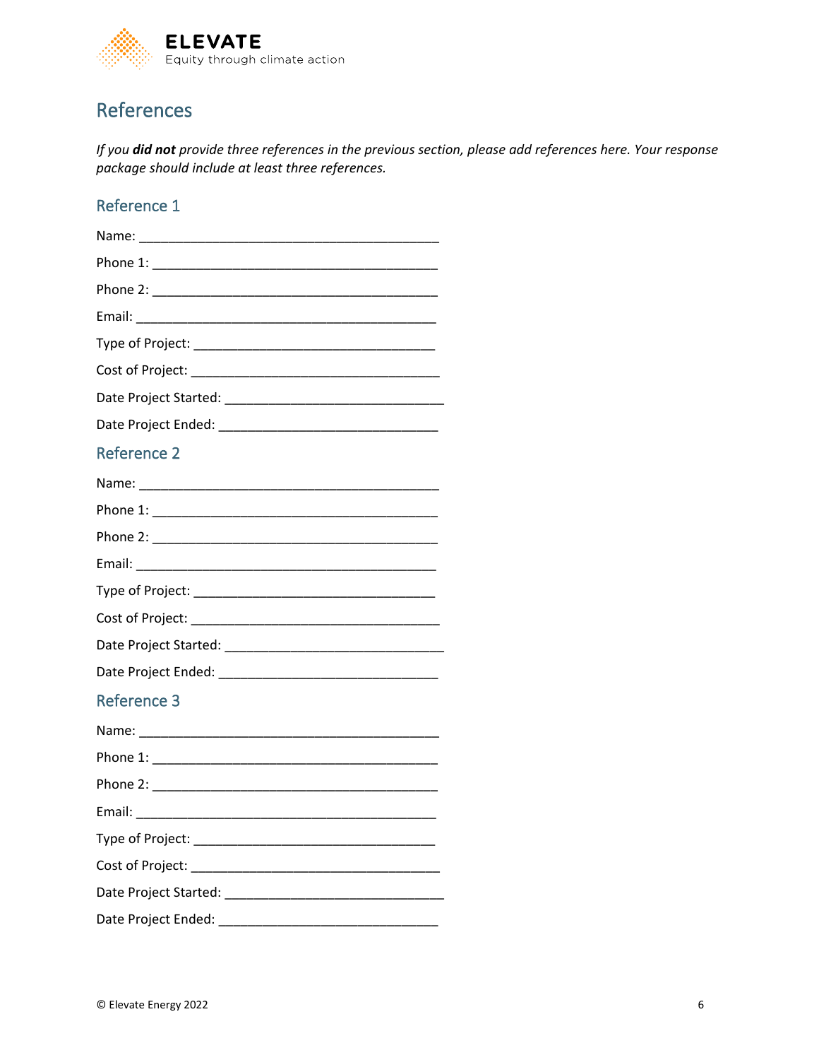# References

*If you **did not** provide three references in the previous section, please add references here. Your response package should include at least three references.*

## Reference 1

Name: ____________________________________________

Phone 1: __________________________________________

Phone 2: __________________________________________

Email: ____________________________________________

Type of Project: ___________________________________

Cost of Project: ____________________________________

Date Project Started: ________________________________

Date Project Ended: _________________________________

## Reference 2

Name: ____________________________________________

Phone 1: __________________________________________

Phone 2: __________________________________________

Email: ____________________________________________

Type of Project: ___________________________________

Cost of Project: ____________________________________

Date Project Started: ________________________________

Date Project Ended: _________________________________

## Reference 3

Name: ____________________________________________

Phone 1: __________________________________________

Phone 2: __________________________________________

Email: ____________________________________________

Type of Project: ___________________________________

Cost of Project: ____________________________________

Date Project Started: ________________________________

Date Project Ended: _________________________________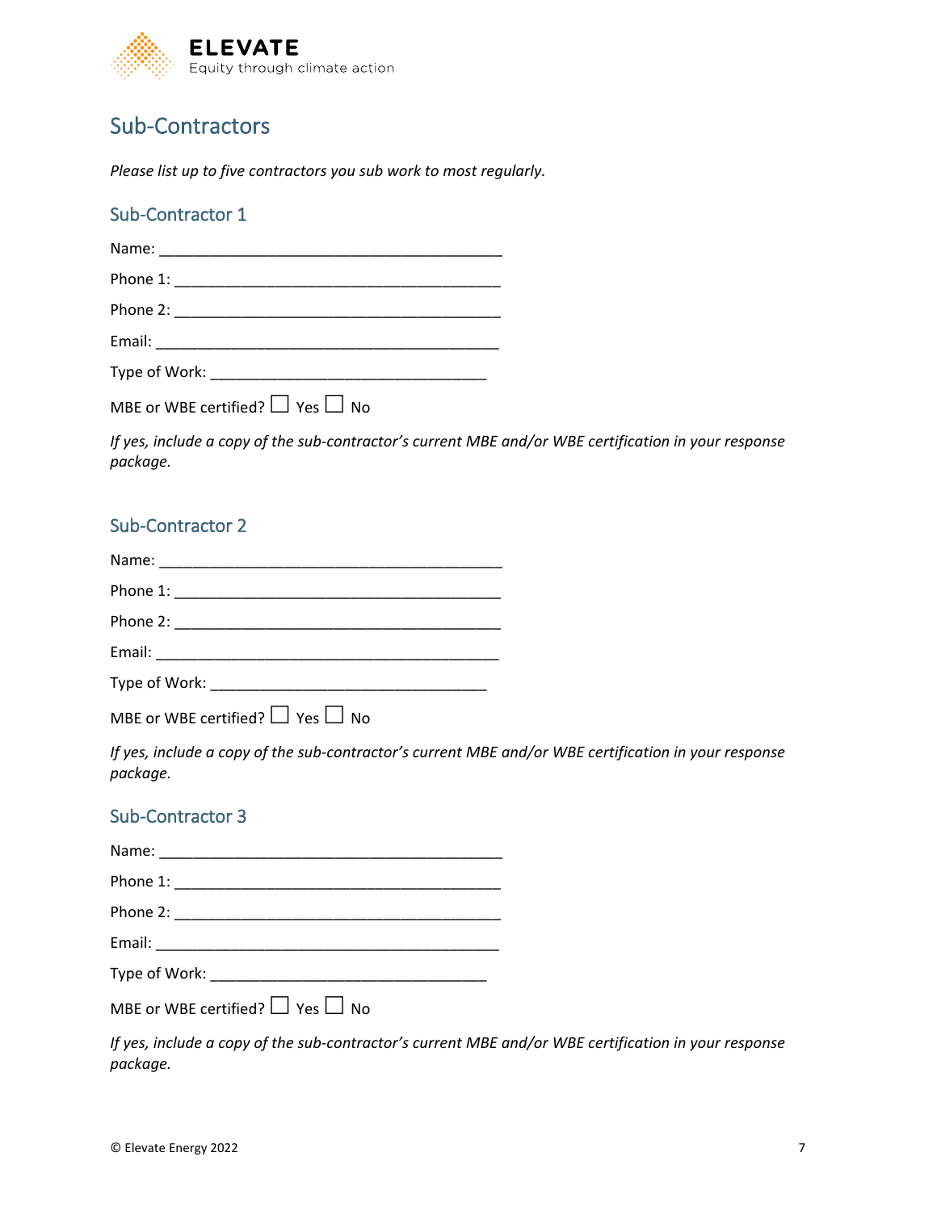## Sub-Contractors

*Please list up to five contractors you sub work to most regularly.*

### Sub-Contractor 1

Name: ________________________________________

Phone 1: ______________________________________

Phone 2: ______________________________________

Email: ________________________________________

Type of Work: ________________________________

MBE or WBE certified? ☐ Yes ☐ No

*If yes, include a copy of the sub-contractor's current MBE and/or WBE certification in your response package.*

### Sub-Contractor 2

Name: ________________________________________

Phone 1: ______________________________________

Phone 2: ______________________________________

Email: ________________________________________

Type of Work: ________________________________

MBE or WBE certified? ☐ Yes ☐ No

*If yes, include a copy of the sub-contractor's current MBE and/or WBE certification in your response package.*

### Sub-Contractor 3

Name: ________________________________________

Phone 1: ______________________________________

Phone 2: ______________________________________

Email: ________________________________________

Type of Work: ________________________________

MBE or WBE certified? ☐ Yes ☐ No

*If yes, include a copy of the sub-contractor's current MBE and/or WBE certification in your response package.*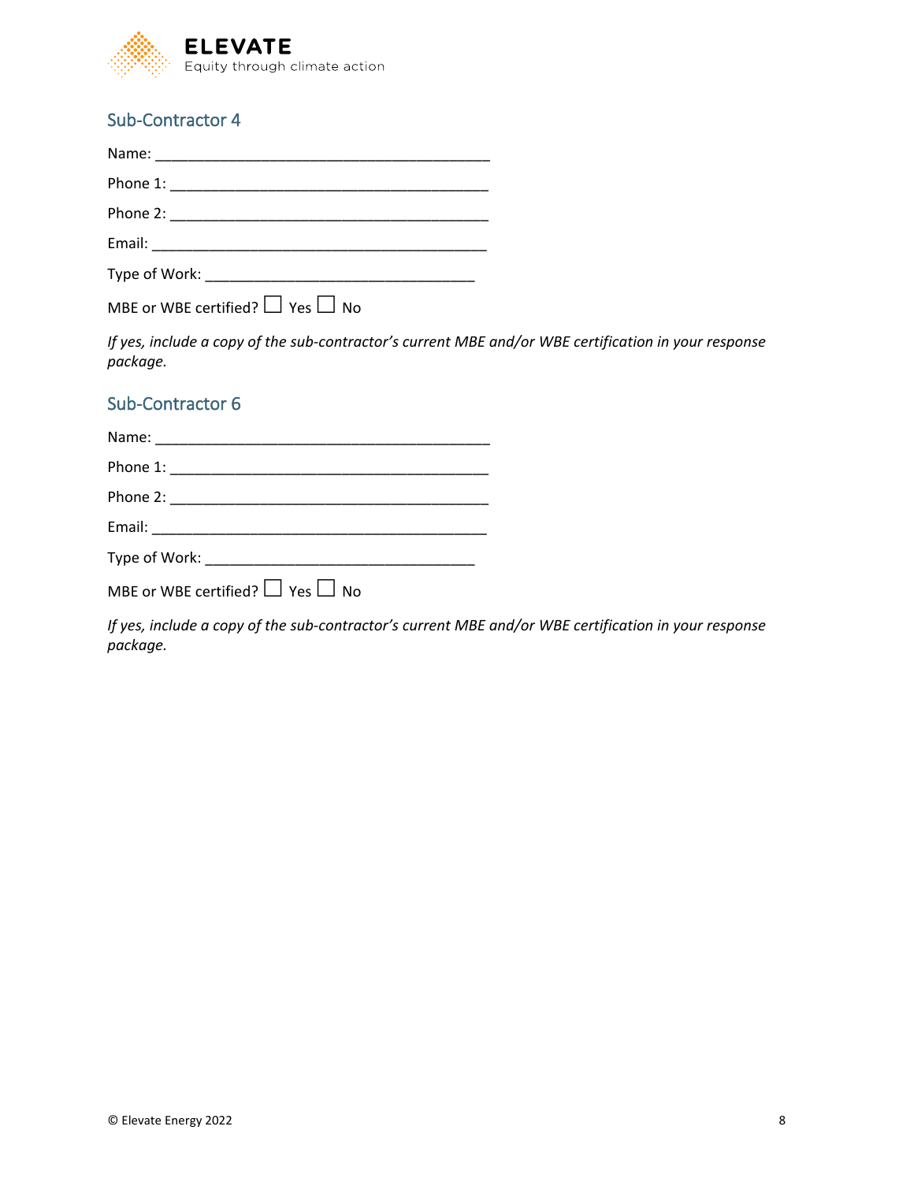## Sub-Contractor 4

Name: ________________________________________

Phone 1: ______________________________________

Phone 2: ______________________________________

Email: ________________________________________

Type of Work: ________________________________

MBE or WBE certified? ☐ Yes ☐ No

*If yes, include a copy of the sub-contractor's current MBE and/or WBE certification in your response package.*

## Sub-Contractor 6

Name: ________________________________________

Phone 1: ______________________________________

Phone 2: ______________________________________

Email: ________________________________________

Type of Work: ________________________________

MBE or WBE certified? ☐ Yes ☐ No

*If yes, include a copy of the sub-contractor's current MBE and/or WBE certification in your response package.*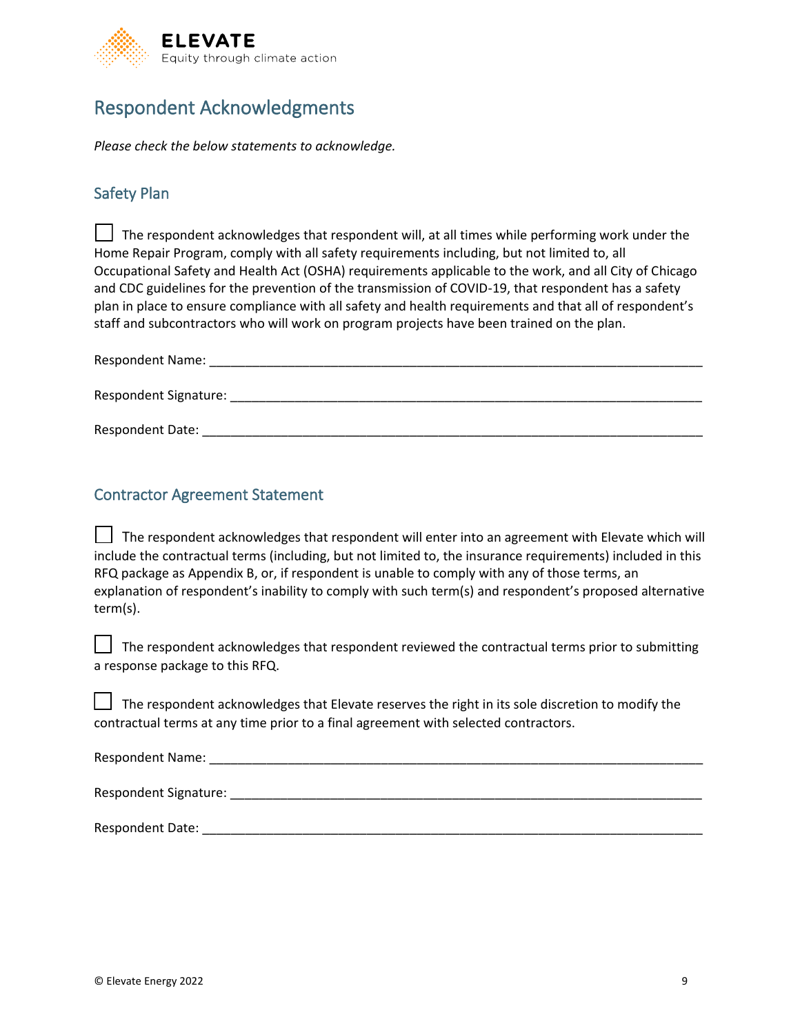# Respondent Acknowledgments

*Please check the below statements to acknowledge.*

## Safety Plan

☐ The respondent acknowledges that respondent will, at all times while performing work under the Home Repair Program, comply with all safety requirements including, but not limited to, all Occupational Safety and Health Act (OSHA) requirements applicable to the work, and all City of Chicago and CDC guidelines for the prevention of the transmission of COVID-19, that respondent has a safety plan in place to ensure compliance with all safety and health requirements and that all of respondent's staff and subcontractors who will work on program projects have been trained on the plan.

Respondent Name: ___________________________________________________________________

Respondent Signature: _______________________________________________________________

Respondent Date: ____________________________________________________________________

## Contractor Agreement Statement

☐ The respondent acknowledges that respondent will enter into an agreement with Elevate which will include the contractual terms (including, but not limited to, the insurance requirements) included in this RFQ package as Appendix B, or, if respondent is unable to comply with any of those terms, an explanation of respondent's inability to comply with such term(s) and respondent's proposed alternative term(s).

☐ The respondent acknowledges that respondent reviewed the contractual terms prior to submitting a response package to this RFQ.

☐ The respondent acknowledges that Elevate reserves the right in its sole discretion to modify the contractual terms at any time prior to a final agreement with selected contractors.

Respondent Name: ___________________________________________________________________

Respondent Signature: _______________________________________________________________

Respondent Date: ____________________________________________________________________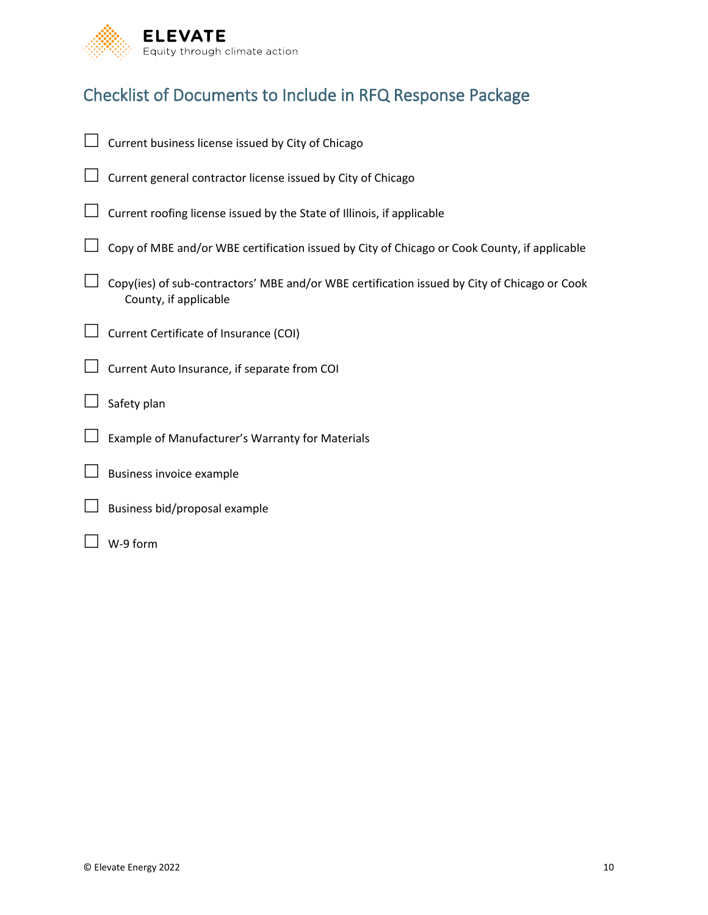## Checklist of Documents to Include in RFQ Response Package

- [ ] Current business license issued by City of Chicago
- [ ] Current general contractor license issued by City of Chicago
- [ ] Current roofing license issued by the State of Illinois, if applicable
- [ ] Copy of MBE and/or WBE certification issued by City of Chicago or Cook County, if applicable
- [ ] Copy(ies) of sub-contractors' MBE and/or WBE certification issued by City of Chicago or Cook County, if applicable
- [ ] Current Certificate of Insurance (COI)
- [ ] Current Auto Insurance, if separate from COI
- [ ] Safety plan
- [ ] Example of Manufacturer's Warranty for Materials
- [ ] Business invoice example
- [ ] Business bid/proposal example
- [ ] W-9 form